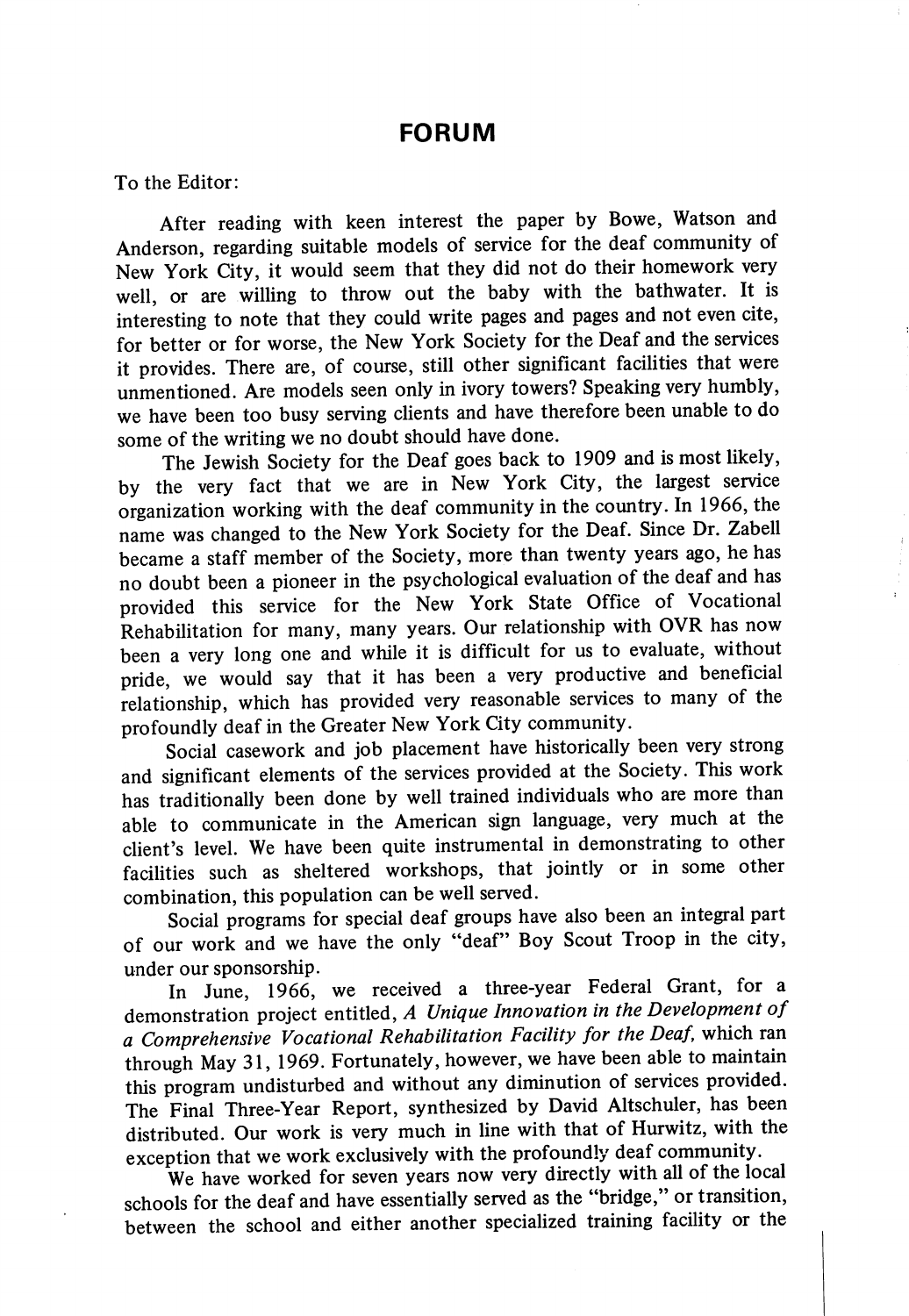# FORUM

To the Editor:

After reading with keen interest the paper by Bowe, Watson and Anderson, regarding suitable models of service for the deaf community of New York City, it would seem that they did not do their homework very well, or are willing to throw out the baby with the bathwater. It is interesting to note that they could write pages and pages and not even cite, for better or for worse, the New York Society for the Deaf and the services it provides. There are, of course, still other significant facilities that were unmentioned. Are models seen only in ivory towers? Speaking very humbly, we have been too busy serving clients and have therefore been unable to do some of the writing we no doubt should have done.

The Jewish Society for the Deaf goes back to 1909 and is most likely, by the very fact that we are in New York City, the largest service organization working with the deaf community in the country. In 1966, the name was changed to the New York Society for the Deaf. Since Dr. Zabell became a staff member of the Society, more than twenty years ago, he has no doubt been a pioneer in the psychological evaluation of the deaf and has provided this service for the New York State Office of Vocational Rehabilitation for many, many years. Our relationship with OVR has now been a very long one and while it is difficult for us to evaluate, without pride, we would say that it has been a very productive and beneficial relationship, which has provided very reasonable services to many of the profoundly deaf in the Greater New York City community.

Social casework and job placement have historically been very strong and significant elements of the services provided at the Society. This work has traditionally been done by well trained individuals who are more than able to communicate in the American sign language, very much at the client's level. We have been quite instrumental in demonstrating to other facilities such as sheltered workshops, that jointly or in some other combination, this population can be well served.

Social programs for special deaf groups have also been an integral part of our work and we have the only "deaf" Boy Scout Troop in the city, under our sponsorship.

In June, 1966, we received a three-year Federal Grant, for a demonstration project entitled, *A Unique Innovation in the Development of a Comprehensive Vocational Rehabilitation Facility for the Deaf,* which ran through May 31, 1969. Fortunately, however, we have been able to maintain this program undisturbed and without any diminution of services provided. The Final Three-Year Report, synthesized by David Altschuler, has been distributed. Our work is very much in line with that of Hurwitz, with the exception that we work exclusively with the profoundly deaf community.

We have worked for seven years now very directly with all of the local schools for the deaf and have essentially served as the "bridge," or transition, between the school and either another specialized training facility or the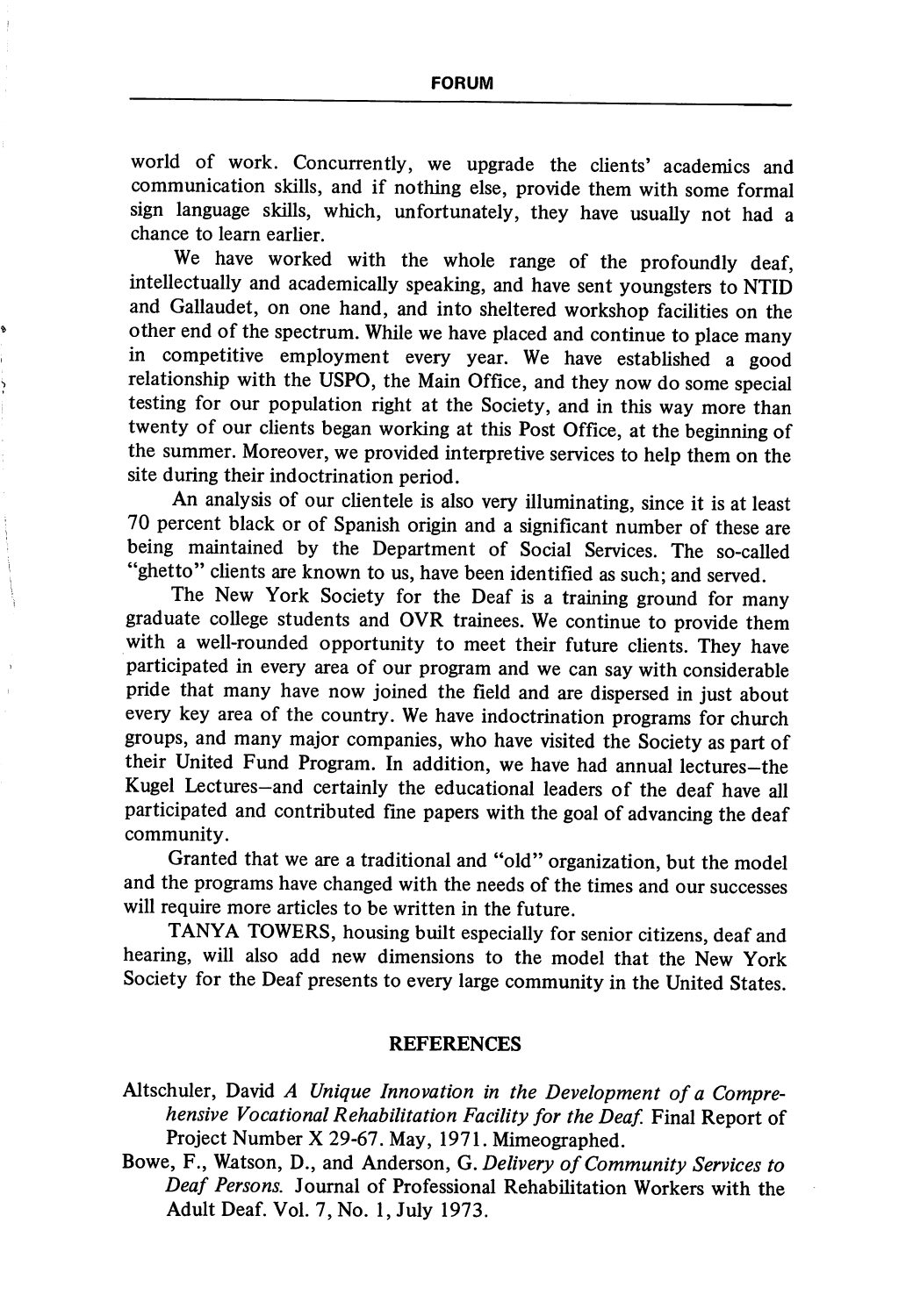world of work. Concurrently, we upgrade the clients' academics and communication skills, and if nothing else, provide them with some formal sign language skills, which, unfortunately, they have usually not had a chance to learn earlier.

We have worked with the whole range of the profoundly deaf, intellectually and academically speaking, and have sent youngsters to NTID and Gallaudet, on one hand, and into sheltered workshop facilities on the other end of the spectrum. While we have placed and continue to place many in competitive employment every year. We have established a good relationship with the USPO, the Main Office, and they now do some special testing for our population right at the Society, and in this way more than twenty of our clients began working at this Post Office, at the beginning of the summer. Moreover, we provided interpretive services to help them on the site during their indoctrination period.

An analysis of our clientele is also very illuminating, since it is at least 70 percent black or of Spanish origin and a significant number of these are being maintained by the Department of Social Services. The so-called "ghetto" clients are known to us, have been identified as such; and served.

The New York Society for the Deaf is a training ground for many graduate college students and OVR trainees. We continue to provide them with a well-rounded opportunity to meet their future clients. They have participated in every area of our program and we can say with considerable pride that many have now joined the field and are dispersed in just about every key area of the country. We have indoctrination programs for church groups, and many major companies, who have visited the Society as part of their United Fund Program. In addition, we have had annual lectures—the Kugel Lectures—and certainly the educational leaders of the deaf have all participated and contributed fine papers with the goal of advancing the deaf community.

Granted that we are a traditional and "old" organization, but the model and the programs have changed with the needs of the times and our successes will require more articles to be written in the future.

TANYA TOWERS, housing built especially for senior citizens, deaf and hearing, will also add new dimensions to the model that the New York Society for the Deaf presents to every large community in the United States.

## REFERENCES

Altschuler, David *A Unique Innovation in the Development of a Comprehensive Vocational Rehabilitation Facility for the Deaf.* Final Report of Project Number X 29-67. May, 1971. Mimeographed.

Bowe, F., Watson, D., and Anderson, G. *Delivery of Community Services to Deaf Persons.* Journal of Professional Rehabilitation Workers with the Adult Deaf. Vol. 7, No. 1, July 1973.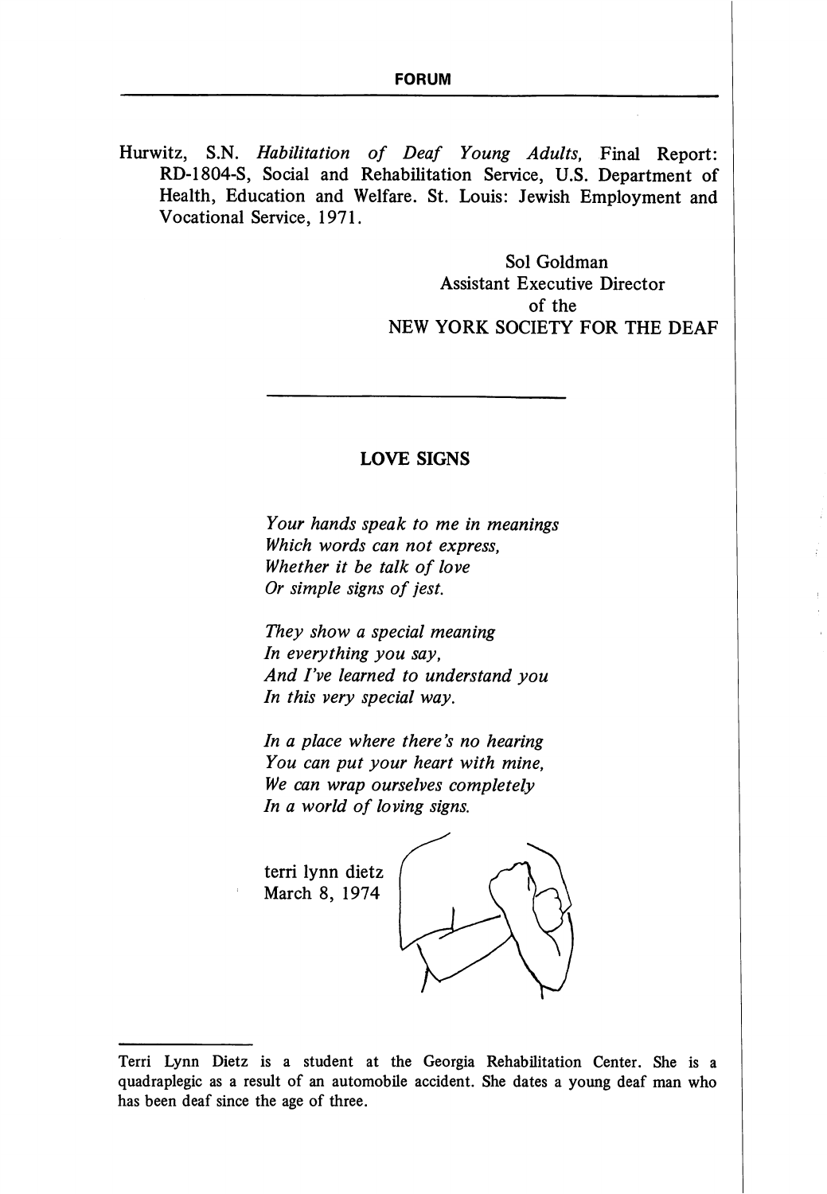Hurwitz, S.N. *Habilitation of Deaf Young Adults,* Final Report: RD-1804-S, Social and Rehabilitation Service, U.S. Department of Health, Education and Welfare. St. Louis: Jewish Employment and Vocational Service, 1971.

Sol Goldman
Assistant Executive Director
of the
NEW YORK SOCIETY FOR THE DEAF

---

## LOVE SIGNS

*Your hands speak to me in meanings*
*Which words can not express,*
*Whether it be talk of love*
*Or simple signs of jest.*

*They show a special meaning*
*In everything you say,*
*And I've learned to understand you*
*In this very special way.*

*In a place where there's no hearing*
*You can put your heart with mine,*
*We can wrap ourselves completely*
*In a world of loving signs.*

terri lynn dietz
March 8, 1974

---

Terri Lynn Dietz is a student at the Georgia Rehabilitation Center. She is a quadraplegic as a result of an automobile accident. She dates a young deaf man who has been deaf since the age of three.